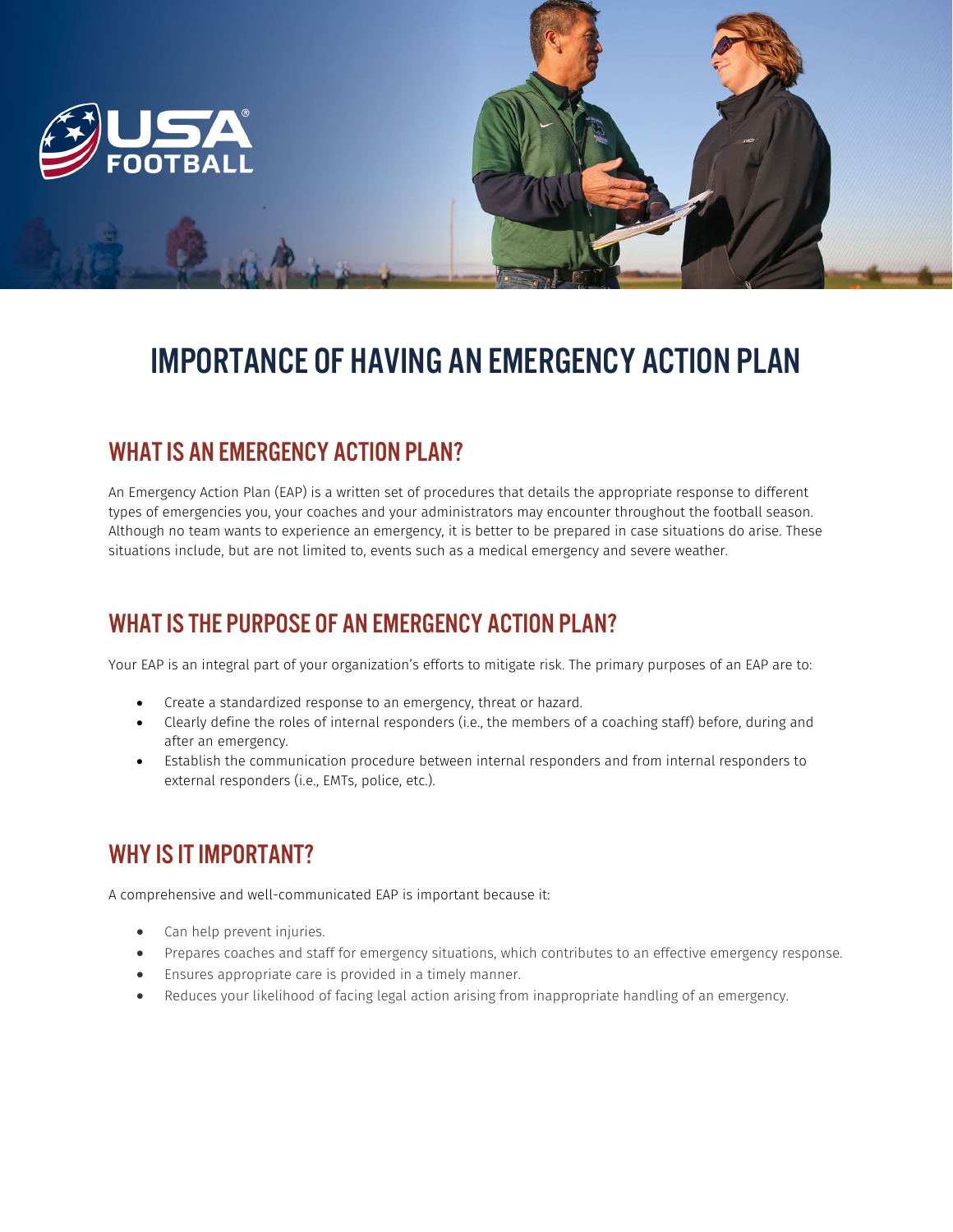# IMPORTANCE OF HAVING AN EMERGENCY ACTION PLAN

## WHAT IS AN EMERGENCY ACTION PLAN?

An Emergency Action Plan (EAP) is a written set of procedures that details the appropriate response to different types of emergencies you, your coaches and your administrators may encounter throughout the football season. Although no team wants to experience an emergency, it is better to be prepared in case situations do arise. These situations include, but are not limited to, events such as a medical emergency and severe weather.

## WHAT IS THE PURPOSE OF AN EMERGENCY ACTION PLAN?

Your EAP is an integral part of your organization's efforts to mitigate risk. The primary purposes of an EAP are to:

- Create a standardized response to an emergency, threat or hazard.
- Clearly define the roles of internal responders (i.e., the members of a coaching staff) before, during and after an emergency.
- Establish the communication procedure between internal responders and from internal responders to external responders (i.e., EMTs, police, etc.).

## WHY IS IT IMPORTANT?

A comprehensive and well-communicated EAP is important because it:

- Can help prevent injuries.
- Prepares coaches and staff for emergency situations, which contributes to an effective emergency response.
- Ensures appropriate care is provided in a timely manner.
- Reduces your likelihood of facing legal action arising from inappropriate handling of an emergency.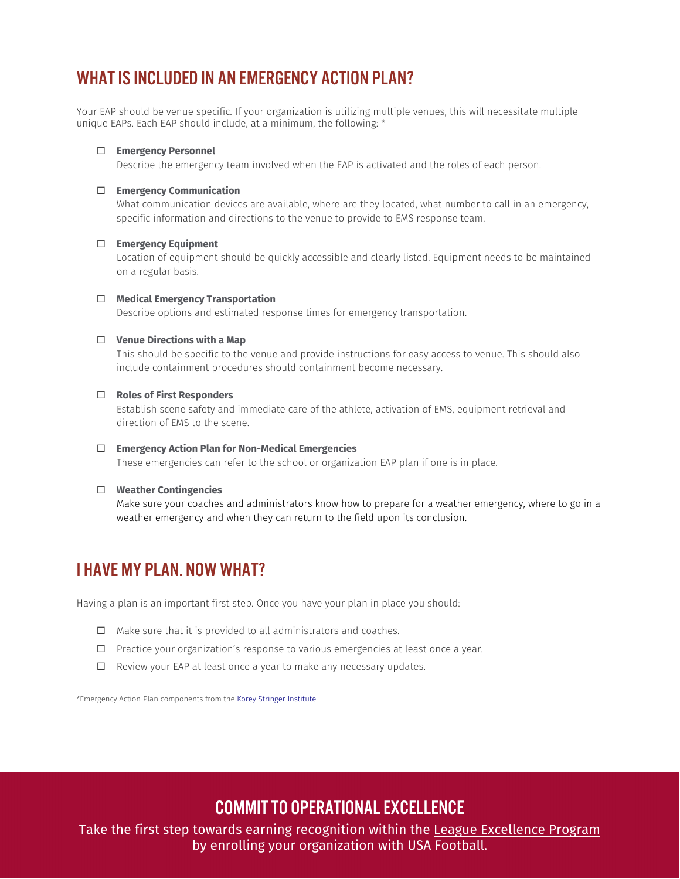## WHAT IS INCLUDED IN AN EMERGENCY ACTION PLAN?

Your EAP should be venue specific. If your organization is utilizing multiple venues, this will necessitate multiple unique EAPs. Each EAP should include, at a minimum, the following: *

- ☐ **Emergency Personnel**
  Describe the emergency team involved when the EAP is activated and the roles of each person.

- ☐ **Emergency Communication**
  What communication devices are available, where are they located, what number to call in an emergency, specific information and directions to the venue to provide to EMS response team.

- ☐ **Emergency Equipment**
  Location of equipment should be quickly accessible and clearly listed. Equipment needs to be maintained on a regular basis.

- ☐ **Medical Emergency Transportation**
  Describe options and estimated response times for emergency transportation.

- ☐ **Venue Directions with a Map**
  This should be specific to the venue and provide instructions for easy access to venue. This should also include containment procedures should containment become necessary.

- ☐ **Roles of First Responders**
  Establish scene safety and immediate care of the athlete, activation of EMS, equipment retrieval and direction of EMS to the scene.

- ☐ **Emergency Action Plan for Non-Medical Emergencies**
  These emergencies can refer to the school or organization EAP plan if one is in place.

- ☐ **Weather Contingencies**
  Make sure your coaches and administrators know how to prepare for a weather emergency, where to go in a weather emergency and when they can return to the field upon its conclusion.

## I HAVE MY PLAN. NOW WHAT?

Having a plan is an important first step. Once you have your plan in place you should:

- ☐ Make sure that it is provided to all administrators and coaches.
- ☐ Practice your organization's response to various emergencies at least once a year.
- ☐ Review your EAP at least once a year to make any necessary updates.

*Emergency Action Plan components from the Korey Stringer Institute.

## COMMIT TO OPERATIONAL EXCELLENCE

Take the first step towards earning recognition within the League Excellence Program by enrolling your organization with USA Football.